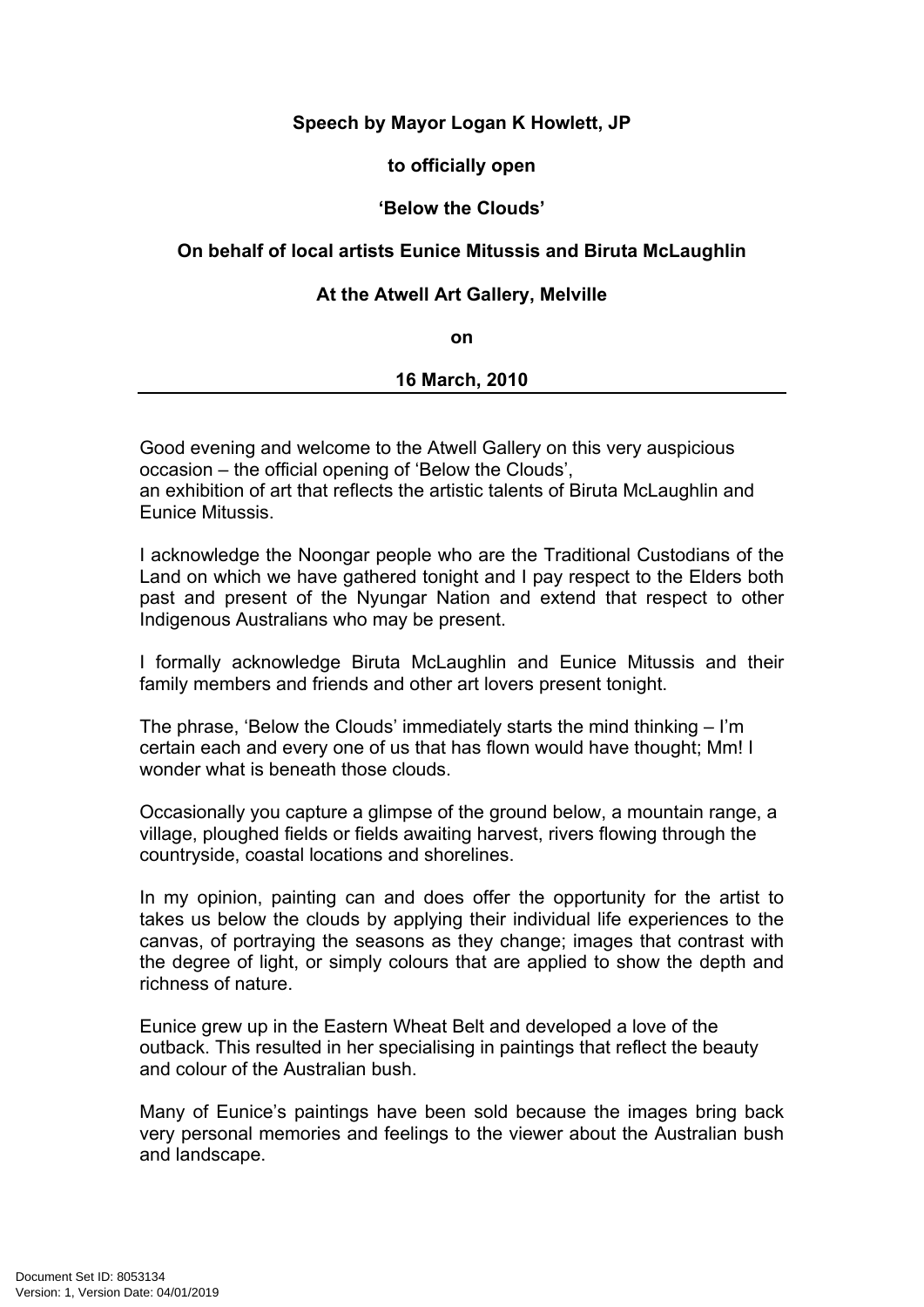**Speech by Mayor Logan K Howlett, JP**

**to officially open**

**'Below the Clouds'**

**On behalf of local artists Eunice Mitussis and Biruta McLaughlin**

**At the Atwell Art Gallery, Melville**

**on**

**16 March, 2010**

---

Good evening and welcome to the Atwell Gallery on this very auspicious occasion – the official opening of 'Below the Clouds', an exhibition of art that reflects the artistic talents of Biruta McLaughlin and Eunice Mitussis.

I acknowledge the Noongar people who are the Traditional Custodians of the Land on which we have gathered tonight and I pay respect to the Elders both past and present of the Nyungar Nation and extend that respect to other Indigenous Australians who may be present.

I formally acknowledge Biruta McLaughlin and Eunice Mitussis and their family members and friends and other art lovers present tonight.

The phrase, 'Below the Clouds' immediately starts the mind thinking – I'm certain each and every one of us that has flown would have thought; Mm! I wonder what is beneath those clouds.

Occasionally you capture a glimpse of the ground below, a mountain range, a village, ploughed fields or fields awaiting harvest, rivers flowing through the countryside, coastal locations and shorelines.

In my opinion, painting can and does offer the opportunity for the artist to takes us below the clouds by applying their individual life experiences to the canvas, of portraying the seasons as they change; images that contrast with the degree of light, or simply colours that are applied to show the depth and richness of nature.

Eunice grew up in the Eastern Wheat Belt and developed a love of the outback. This resulted in her specialising in paintings that reflect the beauty and colour of the Australian bush.

Many of Eunice's paintings have been sold because the images bring back very personal memories and feelings to the viewer about the Australian bush and landscape.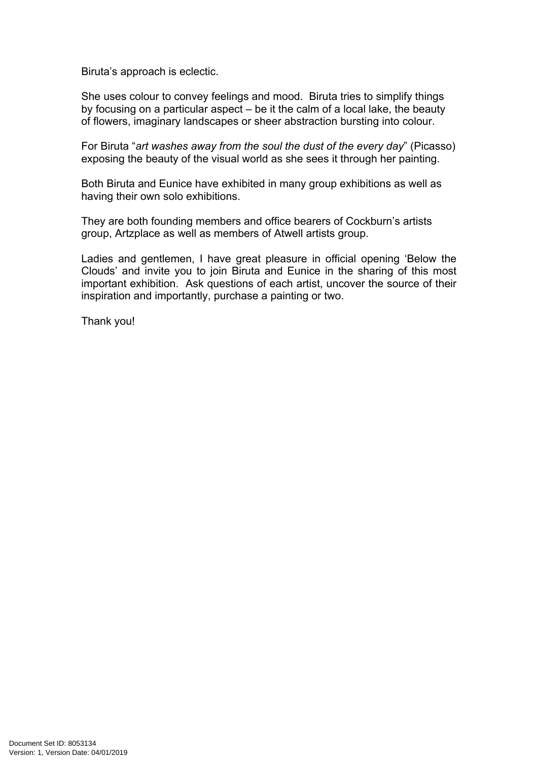Biruta's approach is eclectic.

She uses colour to convey feelings and mood. Biruta tries to simplify things by focusing on a particular aspect – be it the calm of a local lake, the beauty of flowers, imaginary landscapes or sheer abstraction bursting into colour.

For Biruta "*art washes away from the soul the dust of the every day*" (Picasso) exposing the beauty of the visual world as she sees it through her painting.

Both Biruta and Eunice have exhibited in many group exhibitions as well as having their own solo exhibitions.

They are both founding members and office bearers of Cockburn's artists group, Artzplace as well as members of Atwell artists group.

Ladies and gentlemen, I have great pleasure in official opening 'Below the Clouds' and invite you to join Biruta and Eunice in the sharing of this most important exhibition. Ask questions of each artist, uncover the source of their inspiration and importantly, purchase a painting or two.

Thank you!